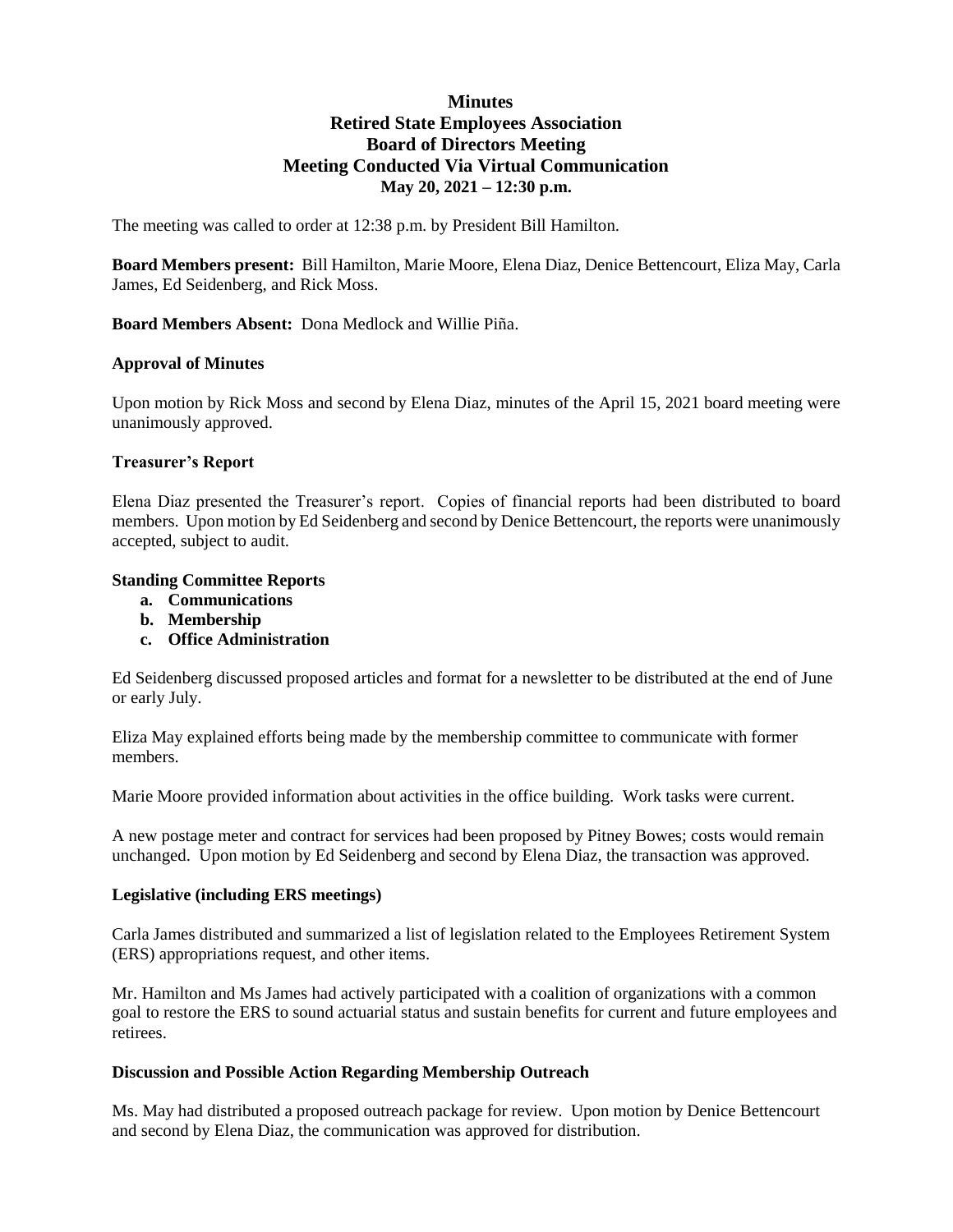# Minutes
## Retired State Employees Association
## Board of Directors Meeting
## Meeting Conducted Via Virtual Communication
**May 20, 2021 – 12:30 p.m.**

The meeting was called to order at 12:38 p.m. by President Bill Hamilton.

**Board Members present:** Bill Hamilton, Marie Moore, Elena Diaz, Denice Bettencourt, Eliza May, Carla James, Ed Seidenberg, and Rick Moss.

**Board Members Absent:** Dona Medlock and Willie Piña.

### Approval of Minutes

Upon motion by Rick Moss and second by Elena Diaz, minutes of the April 15, 2021 board meeting were unanimously approved.

### Treasurer's Report

Elena Diaz presented the Treasurer's report. Copies of financial reports had been distributed to board members. Upon motion by Ed Seidenberg and second by Denice Bettencourt, the reports were unanimously accepted, subject to audit.

### Standing Committee Reports

a. **Communications**
b. **Membership**
c. **Office Administration**

Ed Seidenberg discussed proposed articles and format for a newsletter to be distributed at the end of June or early July.

Eliza May explained efforts being made by the membership committee to communicate with former members.

Marie Moore provided information about activities in the office building. Work tasks were current.

A new postage meter and contract for services had been proposed by Pitney Bowes; costs would remain unchanged. Upon motion by Ed Seidenberg and second by Elena Diaz, the transaction was approved.

### Legislative (including ERS meetings)

Carla James distributed and summarized a list of legislation related to the Employees Retirement System (ERS) appropriations request, and other items.

Mr. Hamilton and Ms James had actively participated with a coalition of organizations with a common goal to restore the ERS to sound actuarial status and sustain benefits for current and future employees and retirees.

### Discussion and Possible Action Regarding Membership Outreach

Ms. May had distributed a proposed outreach package for review. Upon motion by Denice Bettencourt and second by Elena Diaz, the communication was approved for distribution.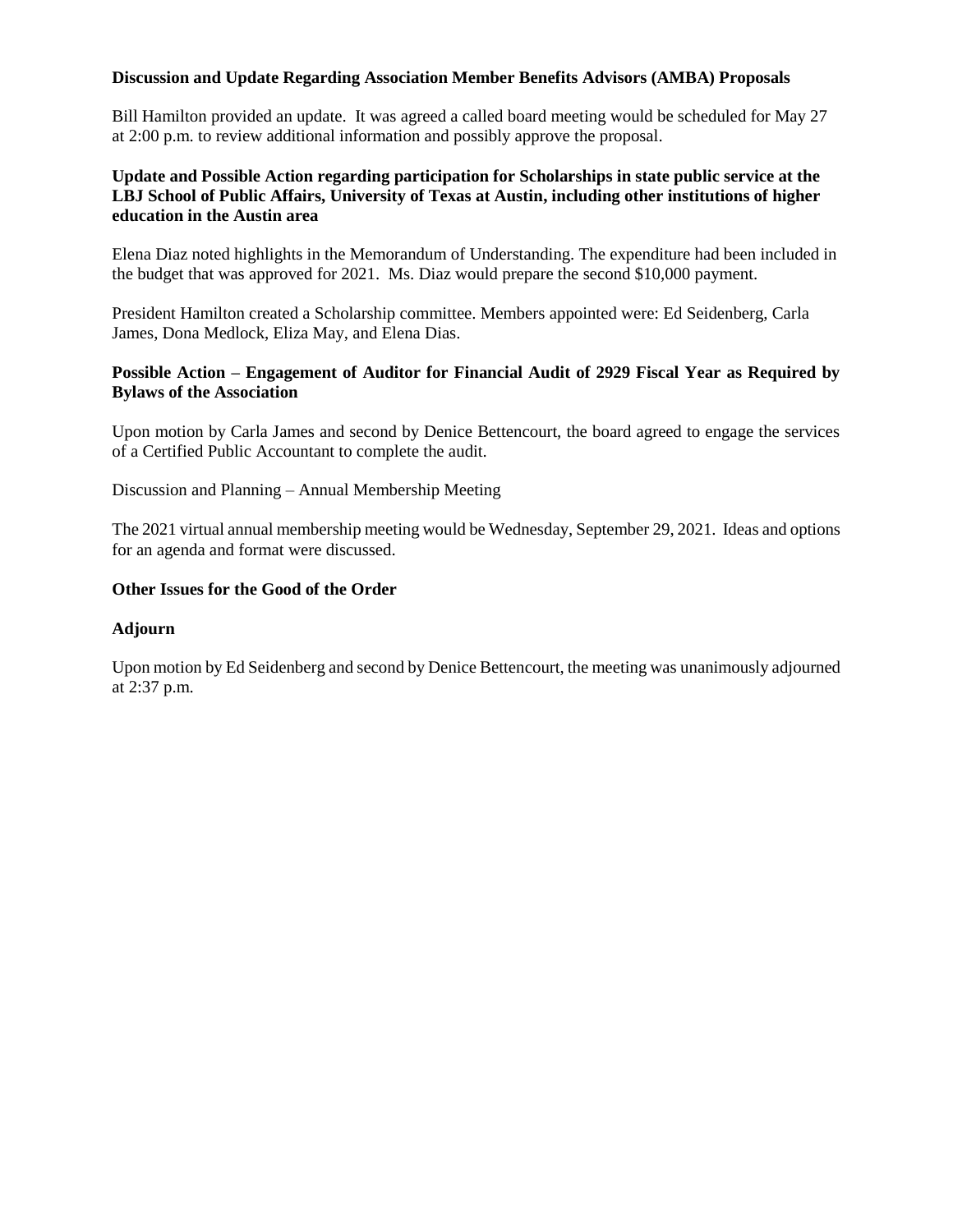**Discussion and Update Regarding Association Member Benefits Advisors (AMBA) Proposals**

Bill Hamilton provided an update. It was agreed a called board meeting would be scheduled for May 27 at 2:00 p.m. to review additional information and possibly approve the proposal.

**Update and Possible Action regarding participation for Scholarships in state public service at the LBJ School of Public Affairs, University of Texas at Austin, including other institutions of higher education in the Austin area**

Elena Diaz noted highlights in the Memorandum of Understanding. The expenditure had been included in the budget that was approved for 2021. Ms. Diaz would prepare the second $10,000 payment.

President Hamilton created a Scholarship committee. Members appointed were: Ed Seidenberg, Carla James, Dona Medlock, Eliza May, and Elena Dias.

**Possible Action – Engagement of Auditor for Financial Audit of 2929 Fiscal Year as Required by Bylaws of the Association**

Upon motion by Carla James and second by Denice Bettencourt, the board agreed to engage the services of a Certified Public Accountant to complete the audit.

Discussion and Planning – Annual Membership Meeting

The 2021 virtual annual membership meeting would be Wednesday, September 29, 2021. Ideas and options for an agenda and format were discussed.

**Other Issues for the Good of the Order**

**Adjourn**

Upon motion by Ed Seidenberg and second by Denice Bettencourt, the meeting was unanimously adjourned at 2:37 p.m.